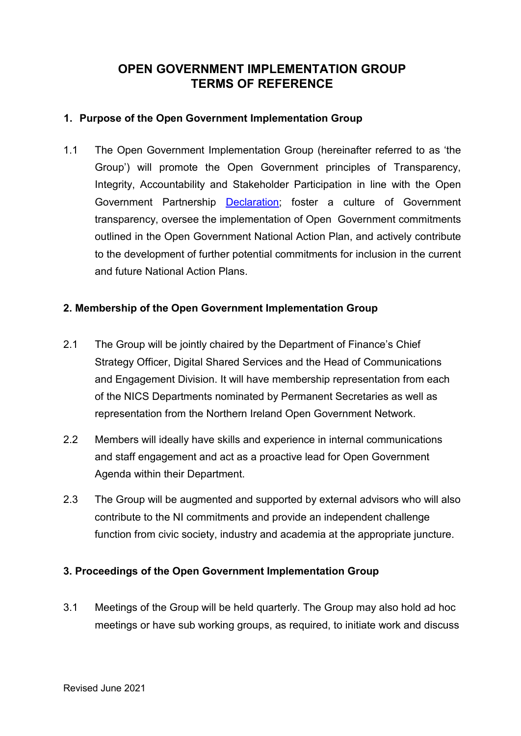# OPEN GOVERNMENT IMPLEMENTATION GROUP
# TERMS OF REFERENCE

## 1. Purpose of the Open Government Implementation Group

1.1 The Open Government Implementation Group (hereinafter referred to as 'the Group') will promote the Open Government principles of Transparency, Integrity, Accountability and Stakeholder Participation in line with the Open Government Partnership Declaration; foster a culture of Government transparency, oversee the implementation of Open Government commitments outlined in the Open Government National Action Plan, and actively contribute to the development of further potential commitments for inclusion in the current and future National Action Plans.

## 2. Membership of the Open Government Implementation Group

2.1 The Group will be jointly chaired by the Department of Finance's Chief Strategy Officer, Digital Shared Services and the Head of Communications and Engagement Division. It will have membership representation from each of the NICS Departments nominated by Permanent Secretaries as well as representation from the Northern Ireland Open Government Network.

2.2 Members will ideally have skills and experience in internal communications and staff engagement and act as a proactive lead for Open Government Agenda within their Department.

2.3 The Group will be augmented and supported by external advisors who will also contribute to the NI commitments and provide an independent challenge function from civic society, industry and academia at the appropriate juncture.

## 3. Proceedings of the Open Government Implementation Group

3.1 Meetings of the Group will be held quarterly. The Group may also hold ad hoc meetings or have sub working groups, as required, to initiate work and discuss

Revised June 2021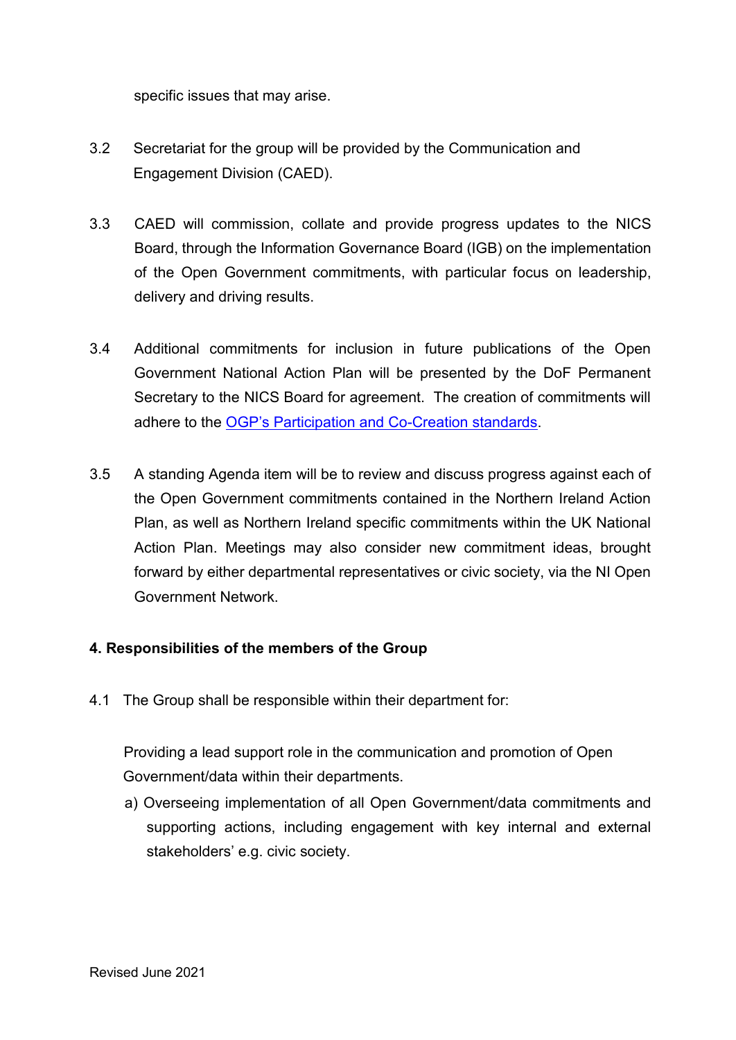specific issues that may arise.

3.2 Secretariat for the group will be provided by the Communication and Engagement Division (CAED).

3.3 CAED will commission, collate and provide progress updates to the NICS Board, through the Information Governance Board (IGB) on the implementation of the Open Government commitments, with particular focus on leadership, delivery and driving results.

3.4 Additional commitments for inclusion in future publications of the Open Government National Action Plan will be presented by the DoF Permanent Secretary to the NICS Board for agreement. The creation of commitments will adhere to the OGP's Participation and Co-Creation standards.

3.5 A standing Agenda item will be to review and discuss progress against each of the Open Government commitments contained in the Northern Ireland Action Plan, as well as Northern Ireland specific commitments within the UK National Action Plan. Meetings may also consider new commitment ideas, brought forward by either departmental representatives or civic society, via the NI Open Government Network.

**4. Responsibilities of the members of the Group**

4.1 The Group shall be responsible within their department for:

Providing a lead support role in the communication and promotion of Open Government/data within their departments.

a) Overseeing implementation of all Open Government/data commitments and supporting actions, including engagement with key internal and external stakeholders' e.g. civic society.

Revised June 2021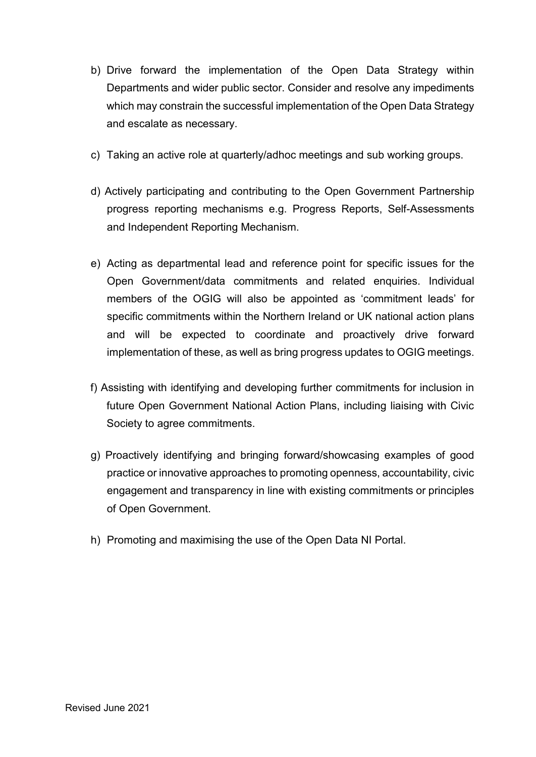b) Drive forward the implementation of the Open Data Strategy within Departments and wider public sector. Consider and resolve any impediments which may constrain the successful implementation of the Open Data Strategy and escalate as necessary.

c) Taking an active role at quarterly/adhoc meetings and sub working groups.

d) Actively participating and contributing to the Open Government Partnership progress reporting mechanisms e.g. Progress Reports, Self-Assessments and Independent Reporting Mechanism.

e) Acting as departmental lead and reference point for specific issues for the Open Government/data commitments and related enquiries. Individual members of the OGIG will also be appointed as 'commitment leads' for specific commitments within the Northern Ireland or UK national action plans and will be expected to coordinate and proactively drive forward implementation of these, as well as bring progress updates to OGIG meetings.

f) Assisting with identifying and developing further commitments for inclusion in future Open Government National Action Plans, including liaising with Civic Society to agree commitments.

g) Proactively identifying and bringing forward/showcasing examples of good practice or innovative approaches to promoting openness, accountability, civic engagement and transparency in line with existing commitments or principles of Open Government.

h) Promoting and maximising the use of the Open Data NI Portal.

Revised June 2021